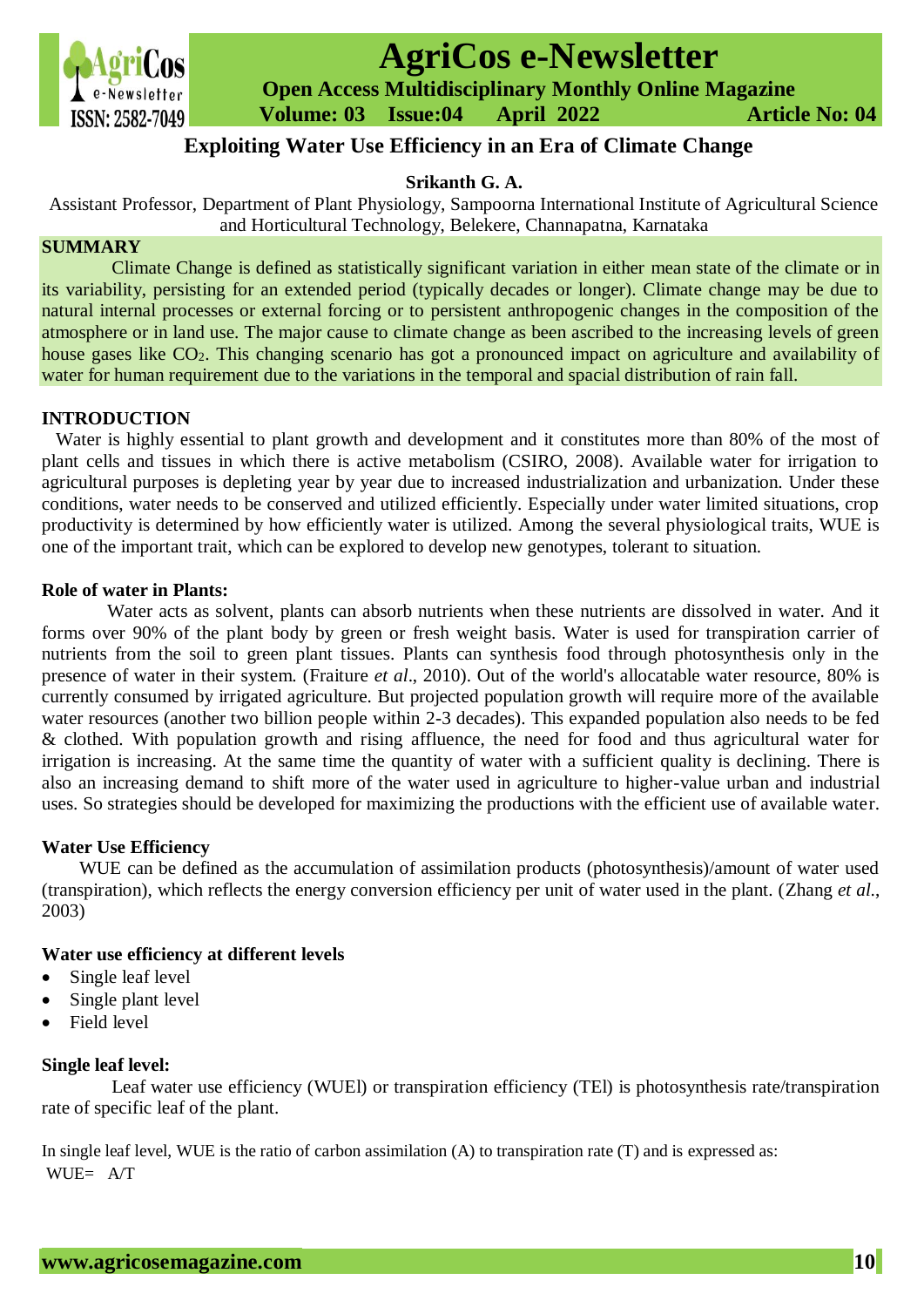# Exploiting Water Use Efficiency in an Era of Climate Change

**Srikanth G. A.**

Assistant Professor, Department of Plant Physiology, Sampoorna International Institute of Agricultural Science and Horticultural Technology, Belekere, Channapatna, Karnataka

## SUMMARY

Climate Change is defined as statistically significant variation in either mean state of the climate or in its variability, persisting for an extended period (typically decades or longer). Climate change may be due to natural internal processes or external forcing or to persistent anthropogenic changes in the composition of the atmosphere or in land use. The major cause to climate change as been ascribed to the increasing levels of green house gases like $CO_2$. This changing scenario has got a pronounced impact on agriculture and availability of water for human requirement due to the variations in the temporal and spacial distribution of rain fall.

## INTRODUCTION

Water is highly essential to plant growth and development and it constitutes more than 80% of the most of plant cells and tissues in which there is active metabolism (CSIRO, 2008). Available water for irrigation to agricultural purposes is depleting year by year due to increased industrialization and urbanization. Under these conditions, water needs to be conserved and utilized efficiently. Especially under water limited situations, crop productivity is determined by how efficiently water is utilized. Among the several physiological traits, WUE is one of the important trait, which can be explored to develop new genotypes, tolerant to situation.

### Role of water in Plants:

Water acts as solvent, plants can absorb nutrients when these nutrients are dissolved in water. And it forms over 90% of the plant body by green or fresh weight basis. Water is used for transpiration carrier of nutrients from the soil to green plant tissues. Plants can synthesis food through photosynthesis only in the presence of water in their system. (Fraiture *et al*., 2010). Out of the world's allocatable water resource, 80% is currently consumed by irrigated agriculture. But projected population growth will require more of the available water resources (another two billion people within 2-3 decades). This expanded population also needs to be fed & clothed. With population growth and rising affluence, the need for food and thus agricultural water for irrigation is increasing. At the same time the quantity of water with a sufficient quality is declining. There is also an increasing demand to shift more of the water used in agriculture to higher-value urban and industrial uses. So strategies should be developed for maximizing the productions with the efficient use of available water.

### Water Use Efficiency

WUE can be defined as the accumulation of assimilation products (photosynthesis)/amount of water used (transpiration), which reflects the energy conversion efficiency per unit of water used in the plant. (Zhang *et al*., 2003)

### Water use efficiency at different levels

- Single leaf level
- Single plant level
- Field level

### Single leaf level:

Leaf water use efficiency (WUEl) or transpiration efficiency (TEl) is photosynthesis rate/transpiration rate of specific leaf of the plant.

In single leaf level, WUE is the ratio of carbon assimilation (A) to transpiration rate (T) and is expressed as:

$$WUE = A/T$$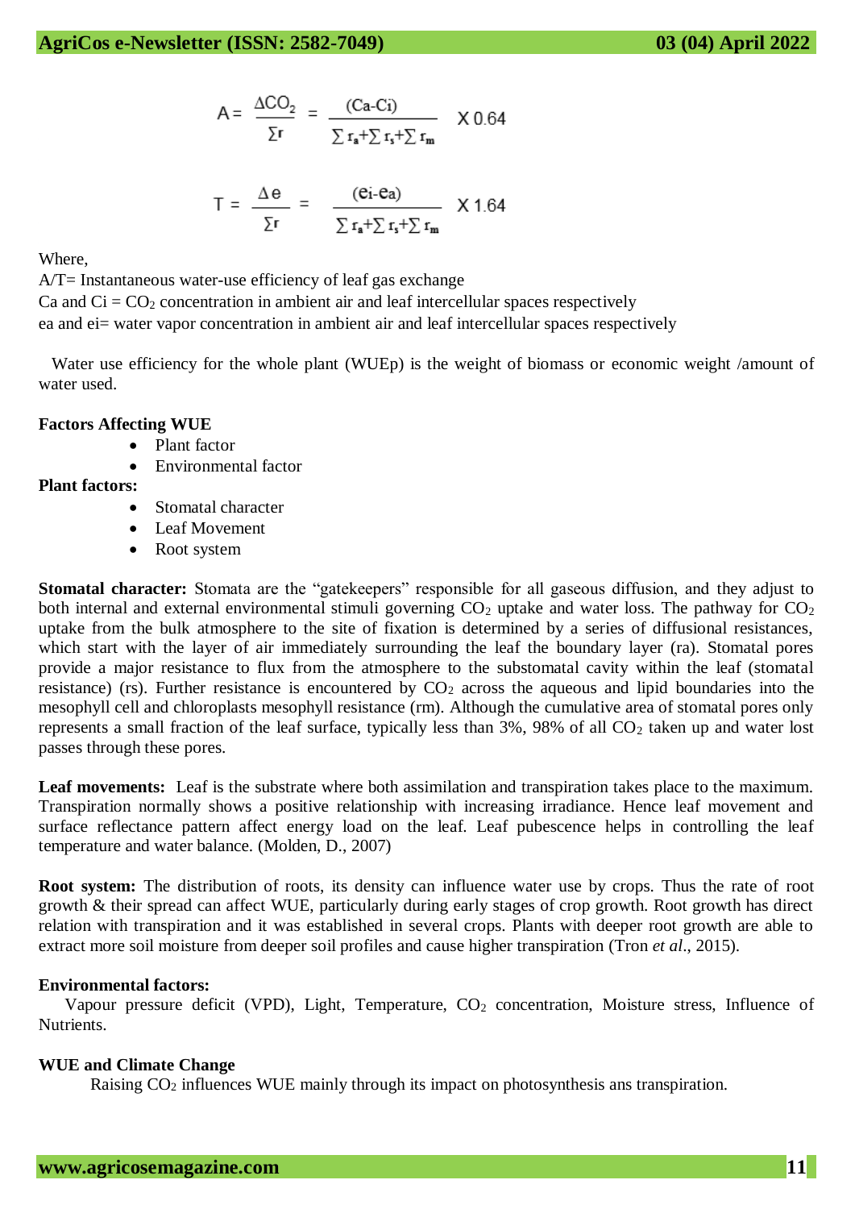$$A = \frac{\Delta CO_2}{\sum r} = \frac{(Ca\text{-}Ci)}{\sum r_a + \sum r_s + \sum r_m} \times 0.64$$

$$T = \frac{\Delta e}{\sum r} = \frac{(ei\text{-}ea)}{\sum r_a + \sum r_s + \sum r_m} \times 1.64$$

Where,

A/T= Instantaneous water-use efficiency of leaf gas exchange

Ca and Ci = $CO_2$ concentration in ambient air and leaf intercellular spaces respectively

ea and ei= water vapor concentration in ambient air and leaf intercellular spaces respectively

Water use efficiency for the whole plant (WUEp) is the weight of biomass or economic weight /amount of water used.

**Factors Affecting WUE**

- Plant factor
- Environmental factor

**Plant factors:**

- Stomatal character
- Leaf Movement
- Root system

**Stomatal character:** Stomata are the "gatekeepers" responsible for all gaseous diffusion, and they adjust to both internal and external environmental stimuli governing $CO_2$ uptake and water loss. The pathway for $CO_2$ uptake from the bulk atmosphere to the site of fixation is determined by a series of diffusional resistances, which start with the layer of air immediately surrounding the leaf the boundary layer (ra). Stomatal pores provide a major resistance to flux from the atmosphere to the substomatal cavity within the leaf (stomatal resistance) (rs). Further resistance is encountered by $CO_2$ across the aqueous and lipid boundaries into the mesophyll cell and chloroplasts mesophyll resistance (rm). Although the cumulative area of stomatal pores only represents a small fraction of the leaf surface, typically less than 3%, 98% of all $CO_2$ taken up and water lost passes through these pores.

**Leaf movements:** Leaf is the substrate where both assimilation and transpiration takes place to the maximum. Transpiration normally shows a positive relationship with increasing irradiance. Hence leaf movement and surface reflectance pattern affect energy load on the leaf. Leaf pubescence helps in controlling the leaf temperature and water balance. (Molden, D., 2007)

**Root system:** The distribution of roots, its density can influence water use by crops. Thus the rate of root growth & their spread can affect WUE, particularly during early stages of crop growth. Root growth has direct relation with transpiration and it was established in several crops. Plants with deeper root growth are able to extract more soil moisture from deeper soil profiles and cause higher transpiration (Tron *et al*., 2015).

**Environmental factors:**

Vapour pressure deficit (VPD), Light, Temperature, $CO_2$ concentration, Moisture stress, Influence of Nutrients.

**WUE and Climate Change**

Raising $CO_2$ influences WUE mainly through its impact on photosynthesis ans transpiration.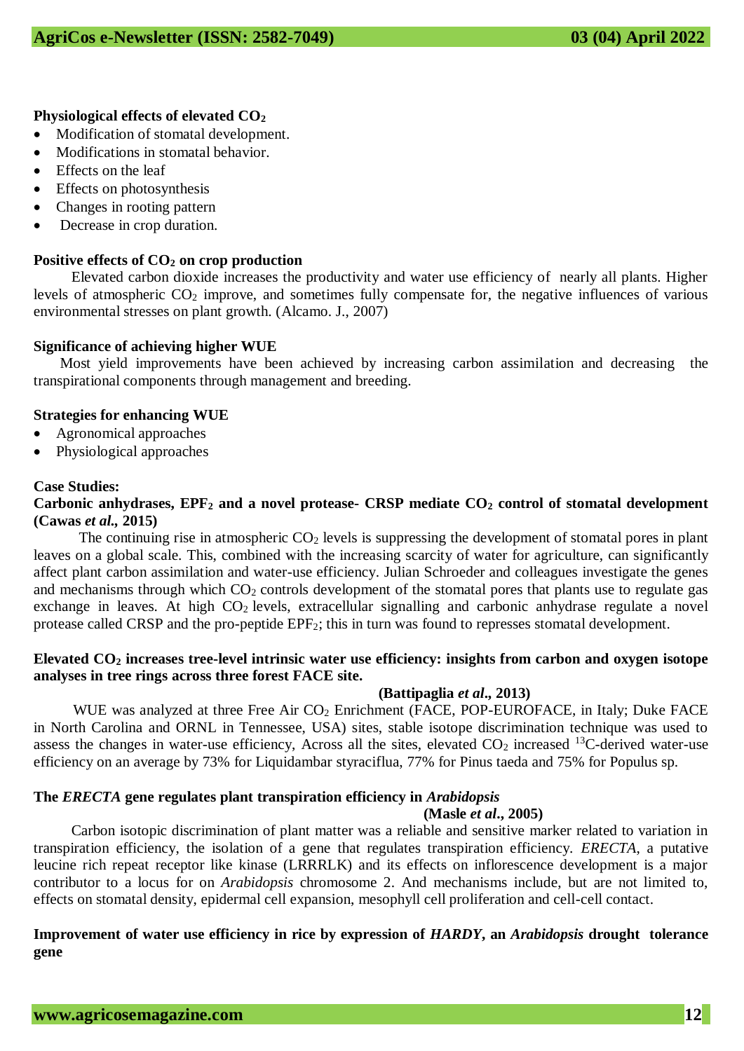**Physiological effects of elevated $CO_2$**

- Modification of stomatal development.
- Modifications in stomatal behavior.
- Effects on the leaf
- Effects on photosynthesis
- Changes in rooting pattern
- Decrease in crop duration.

**Positive effects of $CO_2$ on crop production**

Elevated carbon dioxide increases the productivity and water use efficiency of nearly all plants. Higher levels of atmospheric $CO_2$ improve, and sometimes fully compensate for, the negative influences of various environmental stresses on plant growth. (Alcamo. J., 2007)

**Significance of achieving higher WUE**

Most yield improvements have been achieved by increasing carbon assimilation and decreasing the transpirational components through management and breeding.

**Strategies for enhancing WUE**

- Agronomical approaches
- Physiological approaches

**Case Studies:**

**Carbonic anhydrases, $EPF_2$ and a novel protease- CRSP mediate $CO_2$ control of stomatal development (Cawas *et al.*, 2015)**

The continuing rise in atmospheric $CO_2$ levels is suppressing the development of stomatal pores in plant leaves on a global scale. This, combined with the increasing scarcity of water for agriculture, can significantly affect plant carbon assimilation and water-use efficiency. Julian Schroeder and colleagues investigate the genes and mechanisms through which $CO_2$ controls development of the stomatal pores that plants use to regulate gas exchange in leaves. At high $CO_2$ levels, extracellular signalling and carbonic anhydrase regulate a novel protease called CRSP and the pro-peptide $EPF_2$; this in turn was found to represses stomatal development.

**Elevated $CO_2$ increases tree-level intrinsic water use efficiency: insights from carbon and oxygen isotope analyses in tree rings across three forest FACE site.**

**(Battipaglia *et al*., 2013)**

WUE was analyzed at three Free Air $CO_2$ Enrichment (FACE, POP-EUROFACE, in Italy; Duke FACE in North Carolina and ORNL in Tennessee, USA) sites, stable isotope discrimination technique was used to assess the changes in water-use efficiency, Across all the sites, elevated $CO_2$ increased $^{13}C$-derived water-use efficiency on an average by 73% for Liquidambar styraciflua, 77% for Pinus taeda and 75% for Populus sp.

**The *ERECTA* gene regulates plant transpiration efficiency in *Arabidopsis***

**(Masle *et al*., 2005)**

Carbon isotopic discrimination of plant matter was a reliable and sensitive marker related to variation in transpiration efficiency, the isolation of a gene that regulates transpiration efficiency. *ERECTA*, a putative leucine rich repeat receptor like kinase (LRRRLK) and its effects on inflorescence development is a major contributor to a locus for on *Arabidopsis* chromosome 2. And mechanisms include, but are not limited to, effects on stomatal density, epidermal cell expansion, mesophyll cell proliferation and cell-cell contact.

**Improvement of water use efficiency in rice by expression of *HARDY*, an *Arabidopsis* drought tolerance gene**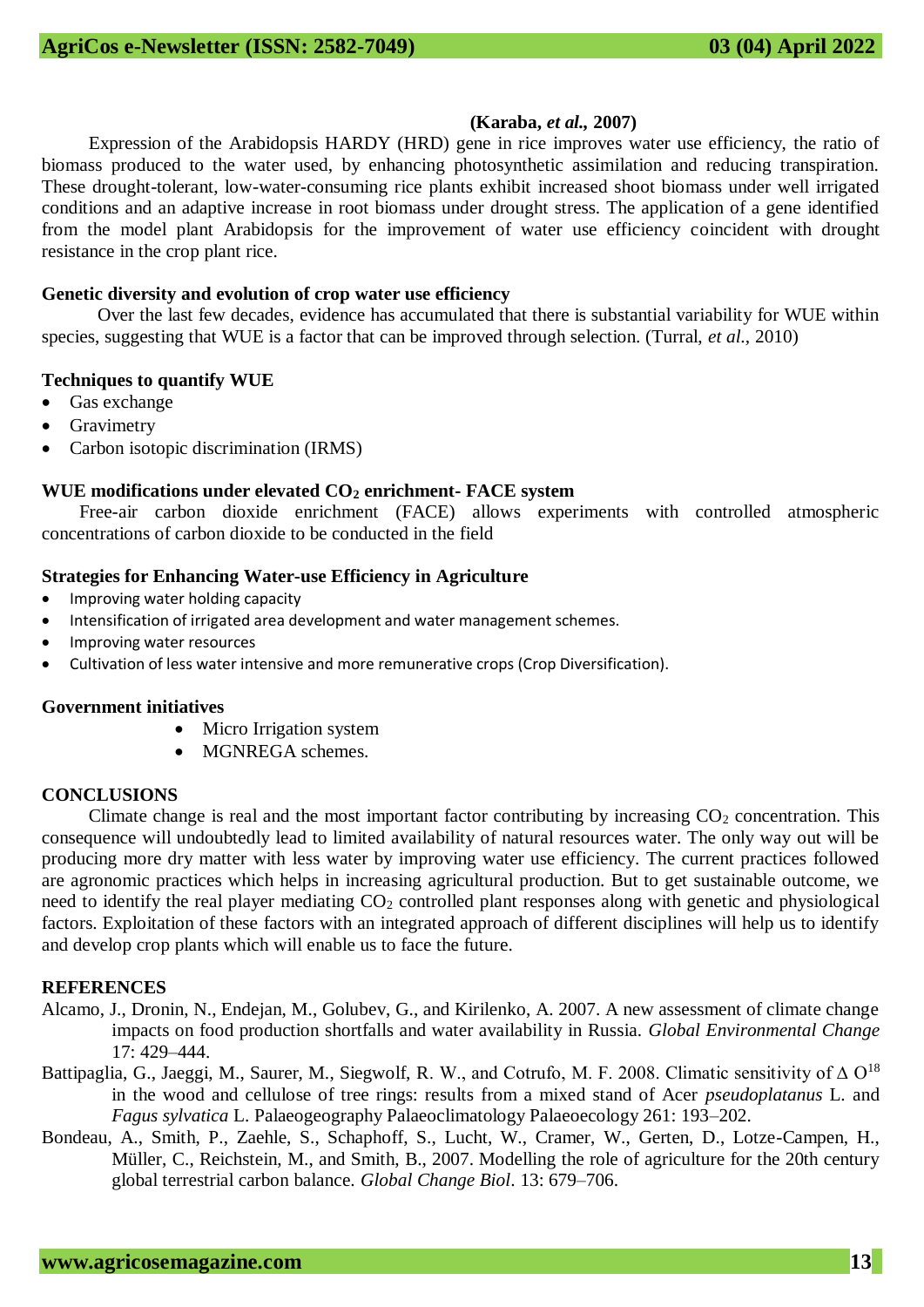**(Karaba, *et al.*, 2007)**

Expression of the Arabidopsis HARDY (HRD) gene in rice improves water use efficiency, the ratio of biomass produced to the water used, by enhancing photosynthetic assimilation and reducing transpiration. These drought-tolerant, low-water-consuming rice plants exhibit increased shoot biomass under well irrigated conditions and an adaptive increase in root biomass under drought stress. The application of a gene identified from the model plant Arabidopsis for the improvement of water use efficiency coincident with drought resistance in the crop plant rice.

**Genetic diversity and evolution of crop water use efficiency**

Over the last few decades, evidence has accumulated that there is substantial variability for WUE within species, suggesting that WUE is a factor that can be improved through selection. (Turral, *et al.*, 2010)

**Techniques to quantify WUE**

- Gas exchange
- Gravimetry
- Carbon isotopic discrimination (IRMS)

**WUE modifications under elevated $CO_2$ enrichment- FACE system**

Free-air carbon dioxide enrichment (FACE) allows experiments with controlled atmospheric concentrations of carbon dioxide to be conducted in the field

**Strategies for Enhancing Water-use Efficiency in Agriculture**

- Improving water holding capacity
- Intensification of irrigated area development and water management schemes.
- Improving water resources
- Cultivation of less water intensive and more remunerative crops (Crop Diversification).

**Government initiatives**

- Micro Irrigation system
- MGNREGA schemes.

**CONCLUSIONS**

Climate change is real and the most important factor contributing by increasing $CO_2$ concentration. This consequence will undoubtedly lead to limited availability of natural resources water. The only way out will be producing more dry matter with less water by improving water use efficiency. The current practices followed are agronomic practices which helps in increasing agricultural production. But to get sustainable outcome, we need to identify the real player mediating $CO_2$ controlled plant responses along with genetic and physiological factors. Exploitation of these factors with an integrated approach of different disciplines will help us to identify and develop crop plants which will enable us to face the future.

**REFERENCES**

Alcamo, J., Dronin, N., Endejan, M., Golubev, G., and Kirilenko, A. 2007. A new assessment of climate change impacts on food production shortfalls and water availability in Russia. *Global Environmental Change* 17: 429–444.

Battipaglia, G., Jaeggi, M., Saurer, M., Siegwolf, R. W., and Cotrufo, M. F. 2008. Climatic sensitivity of $\Delta\ O^{18}$ in the wood and cellulose of tree rings: results from a mixed stand of Acer *pseudoplatanus* L. and *Fagus sylvatica* L. Palaeogeography Palaeoclimatology Palaeoecology 261: 193–202.

Bondeau, A., Smith, P., Zaehle, S., Schaphoff, S., Lucht, W., Cramer, W., Gerten, D., Lotze-Campen, H., Müller, C., Reichstein, M., and Smith, B., 2007. Modelling the role of agriculture for the 20th century global terrestrial carbon balance. *Global Change Biol.* 13: 679–706.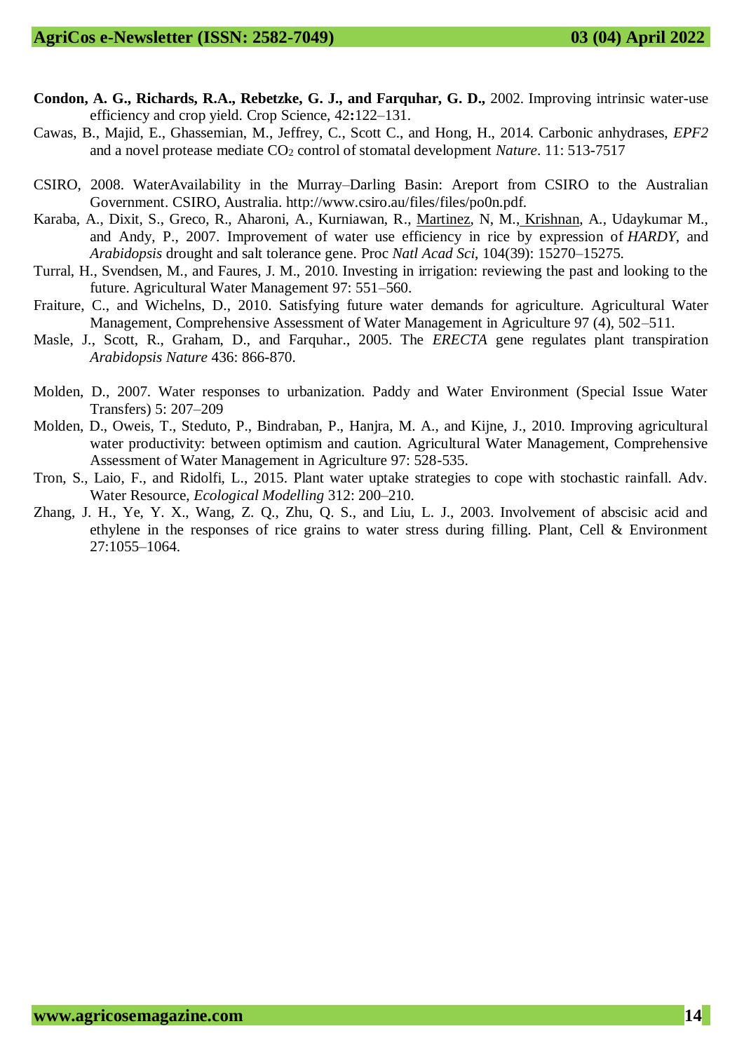**Condon, A. G., Richards, R.A., Rebetzke, G. J., and Farquhar, G. D.,** 2002. Improving intrinsic water-use efficiency and crop yield. Crop Science, 42**:**122–131.

Cawas, B., Majid, E., Ghassemian, M., Jeffrey, C., Scott C., and Hong, H., 2014. Carbonic anhydrases, *EPF2* and a novel protease mediate $CO_2$ control of stomatal development *Nature*. 11: 513-7517

CSIRO, 2008. WaterAvailability in the Murray–Darling Basin: Areport from CSIRO to the Australian Government. CSIRO, Australia. http://www.csiro.au/files/files/po0n.pdf.

Karaba, A., Dixit, S., Greco, R., Aharoni, A., Kurniawan, R., Martinez, N, M., Krishnan, A., Udaykumar M., and Andy, P., 2007. Improvement of water use efficiency in rice by expression of *HARDY*, and *Arabidopsis* drought and salt tolerance gene. Proc *Natl Acad Sci*, 104(39): 15270–15275.

Turral, H., Svendsen, M., and Faures, J. M., 2010. Investing in irrigation: reviewing the past and looking to the future. Agricultural Water Management 97: 551–560.

Fraiture, C., and Wichelns, D., 2010. Satisfying future water demands for agriculture. Agricultural Water Management, Comprehensive Assessment of Water Management in Agriculture 97 (4), 502–511.

Masle, J., Scott, R., Graham, D., and Farquhar., 2005. The *ERECTA* gene regulates plant transpiration *Arabidopsis Nature* 436: 866-870.

Molden, D., 2007. Water responses to urbanization. Paddy and Water Environment (Special Issue Water Transfers) 5: 207–209

Molden, D., Oweis, T., Steduto, P., Bindraban, P., Hanjra, M. A., and Kijne, J., 2010. Improving agricultural water productivity: between optimism and caution. Agricultural Water Management, Comprehensive Assessment of Water Management in Agriculture 97: 528-535.

Tron, S., Laio, F., and Ridolfi, L., 2015. Plant water uptake strategies to cope with stochastic rainfall. Adv. Water Resource, *Ecological Modelling* 312: 200–210.

Zhang, J. H., Ye, Y. X., Wang, Z. Q., Zhu, Q. S., and Liu, L. J., 2003. Involvement of abscisic acid and ethylene in the responses of rice grains to water stress during filling. Plant, Cell & Environment 27:1055–1064.